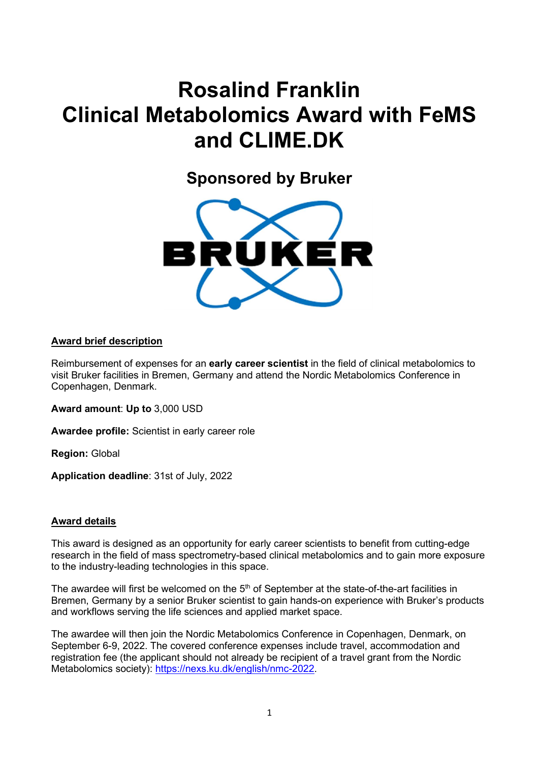# Rosalind Franklin Clinical Metabolomics Award with FeMS and CLIME.DK

## Sponsored by Bruker

**Award brief description**

Reimbursement of expenses for an **early career scientist** in the field of clinical metabolomics to visit Bruker facilities in Bremen, Germany and attend the Nordic Metabolomics Conference in Copenhagen, Denmark.

**Award amount**: **Up to** 3,000 USD

**Awardee profile:** Scientist in early career role

**Region:** Global

**Application deadline**: 31st of July, 2022

**Award details**

This award is designed as an opportunity for early career scientists to benefit from cutting-edge research in the field of mass spectrometry-based clinical metabolomics and to gain more exposure to the industry-leading technologies in this space.

The awardee will first be welcomed on the 5th of September at the state-of-the-art facilities in Bremen, Germany by a senior Bruker scientist to gain hands-on experience with Bruker's products and workflows serving the life sciences and applied market space.

The awardee will then join the Nordic Metabolomics Conference in Copenhagen, Denmark, on September 6-9, 2022. The covered conference expenses include travel, accommodation and registration fee (the applicant should not already be recipient of a travel grant from the Nordic Metabolomics society): https://nexs.ku.dk/english/nmc-2022.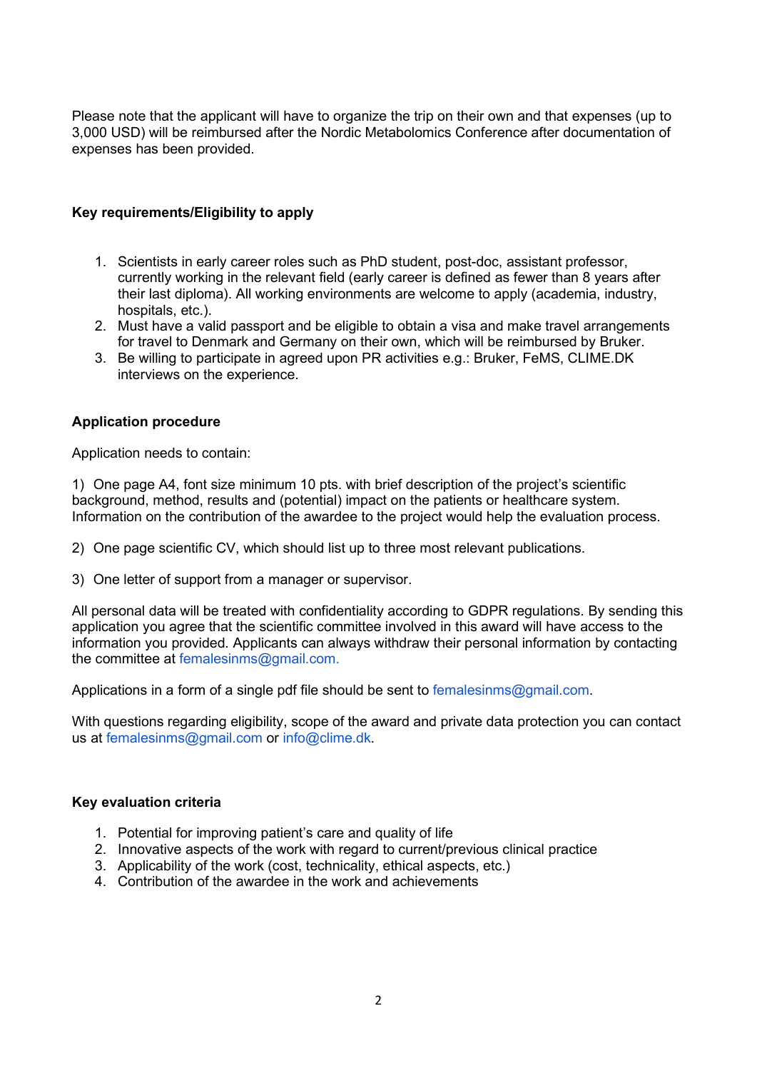Please note that the applicant will have to organize the trip on their own and that expenses (up to 3,000 USD) will be reimbursed after the Nordic Metabolomics Conference after documentation of expenses has been provided.

**Key requirements/Eligibility to apply**

1. Scientists in early career roles such as PhD student, post-doc, assistant professor, currently working in the relevant field (early career is defined as fewer than 8 years after their last diploma). All working environments are welcome to apply (academia, industry, hospitals, etc.).
2. Must have a valid passport and be eligible to obtain a visa and make travel arrangements for travel to Denmark and Germany on their own, which will be reimbursed by Bruker.
3. Be willing to participate in agreed upon PR activities e.g.: Bruker, FeMS, CLIME.DK interviews on the experience.

**Application procedure**

Application needs to contain:

1) One page A4, font size minimum 10 pts. with brief description of the project's scientific background, method, results and (potential) impact on the patients or healthcare system. Information on the contribution of the awardee to the project would help the evaluation process.

2) One page scientific CV, which should list up to three most relevant publications.

3) One letter of support from a manager or supervisor.

All personal data will be treated with confidentiality according to GDPR regulations. By sending this application you agree that the scientific committee involved in this award will have access to the information you provided. Applicants can always withdraw their personal information by contacting the committee at femalesinms@gmail.com.

Applications in a form of a single pdf file should be sent to femalesinms@gmail.com.

With questions regarding eligibility, scope of the award and private data protection you can contact us at femalesinms@gmail.com or info@clime.dk.

**Key evaluation criteria**

1. Potential for improving patient's care and quality of life
2. Innovative aspects of the work with regard to current/previous clinical practice
3. Applicability of the work (cost, technicality, ethical aspects, etc.)
4. Contribution of the awardee in the work and achievements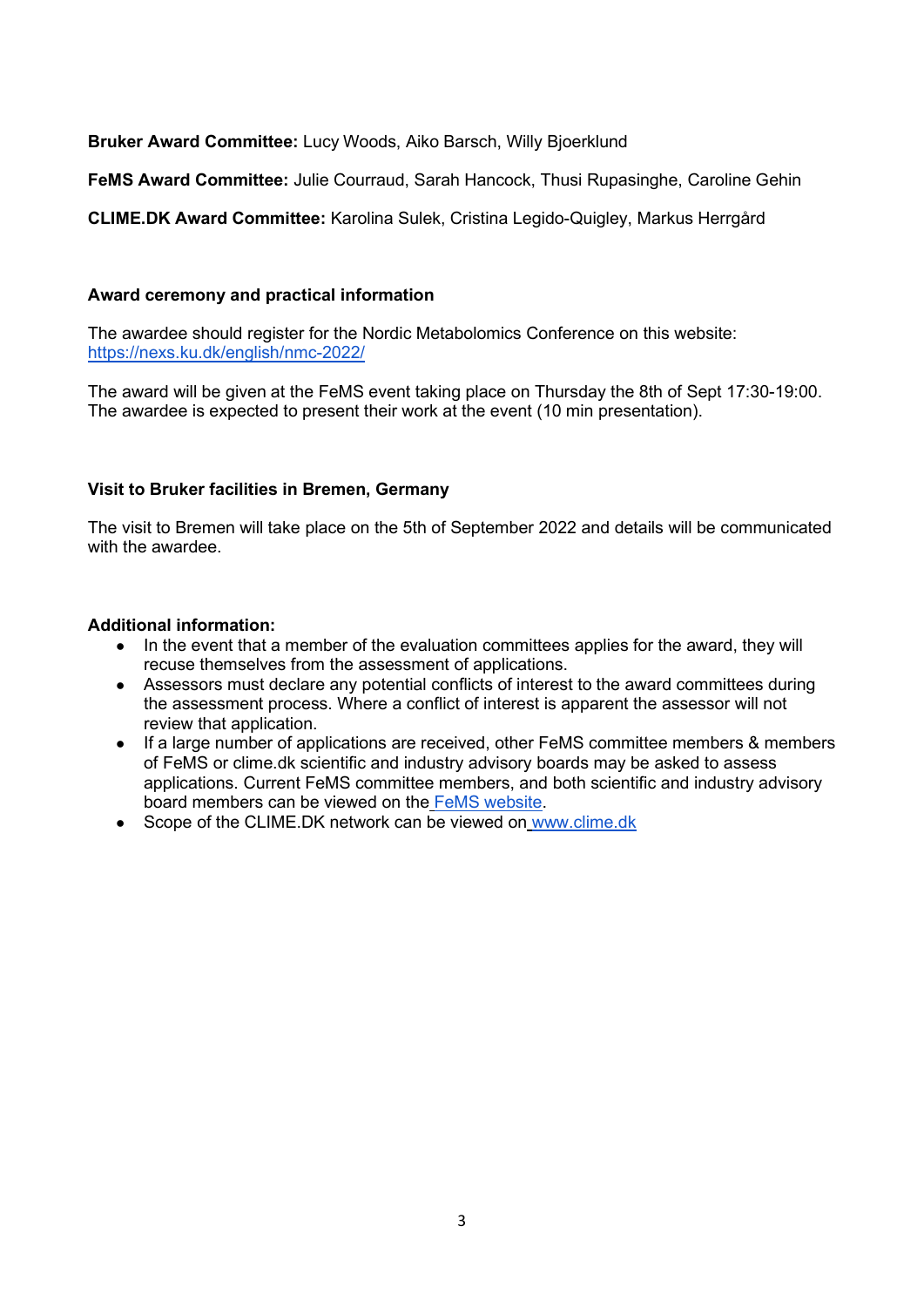**Bruker Award Committee:** Lucy Woods, Aiko Barsch, Willy Bjoerklund

**FeMS Award Committee:** Julie Courraud, Sarah Hancock, Thusi Rupasinghe, Caroline Gehin

**CLIME.DK Award Committee:** Karolina Sulek, Cristina Legido-Quigley, Markus Herrgård

**Award ceremony and practical information**

The awardee should register for the Nordic Metabolomics Conference on this website: [https://nexs.ku.dk/english/nmc-2022/](https://nexs.ku.dk/english/nmc-2022/)

The award will be given at the FeMS event taking place on Thursday the 8th of Sept 17:30-19:00. The awardee is expected to present their work at the event (10 min presentation).

**Visit to Bruker facilities in Bremen, Germany**

The visit to Bremen will take place on the 5th of September 2022 and details will be communicated with the awardee.

**Additional information:**

- In the event that a member of the evaluation committees applies for the award, they will recuse themselves from the assessment of applications.
- Assessors must declare any potential conflicts of interest to the award committees during the assessment process. Where a conflict of interest is apparent the assessor will not review that application.
- If a large number of applications are received, other FeMS committee members & members of FeMS or clime.dk scientific and industry advisory boards may be asked to assess applications. Current FeMS committee members, and both scientific and industry advisory board members can be viewed on the FeMS website.
- Scope of the CLIME.DK network can be viewed on www.clime.dk